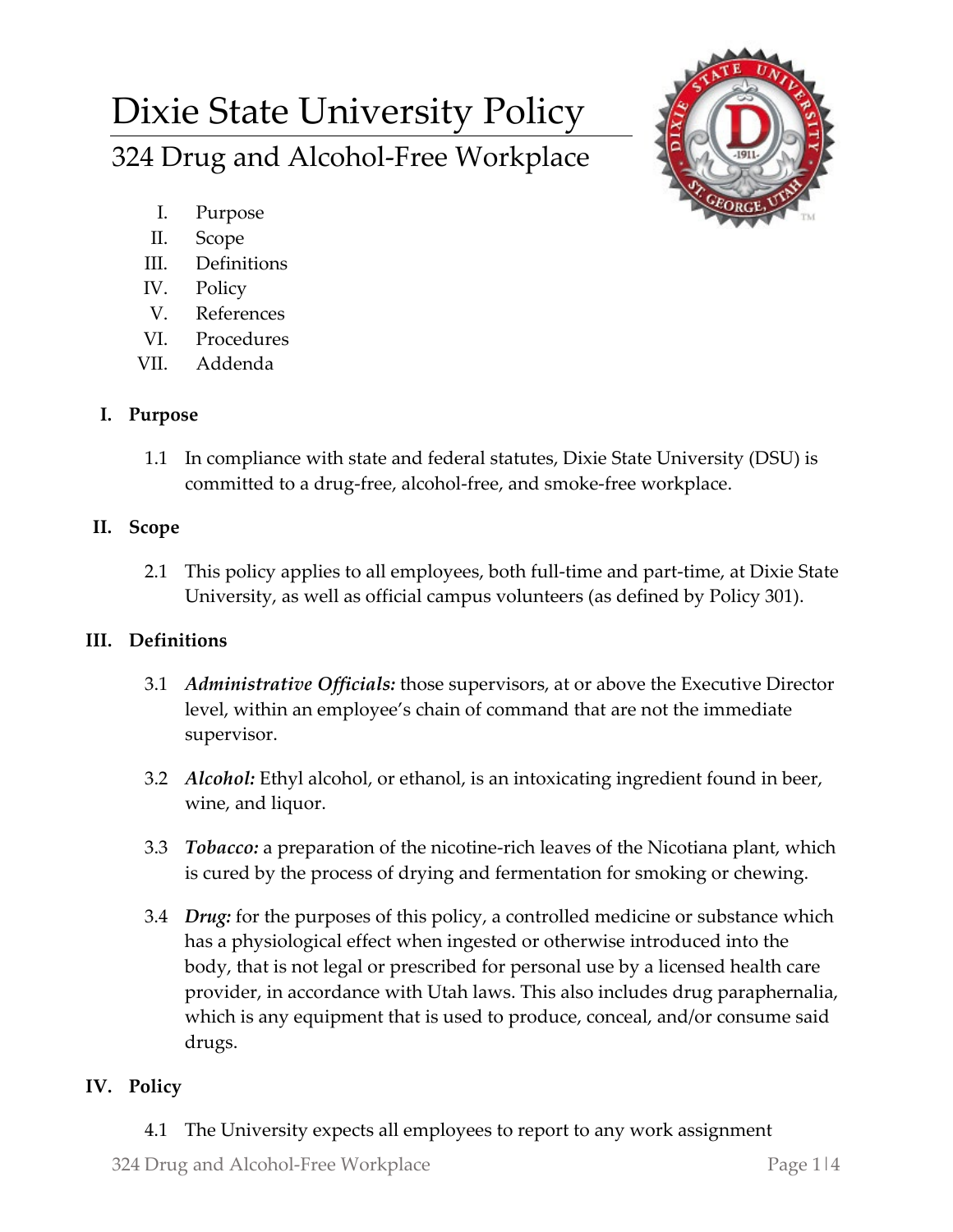# Dixie State University Policy

## 324 Drug and Alcohol-Free Workplace

I. Purpose
II. Scope
III. Definitions
IV. Policy
V. References
VI. Procedures
VII. Addenda

### I. Purpose

1.1 In compliance with state and federal statutes, Dixie State University (DSU) is committed to a drug-free, alcohol-free, and smoke-free workplace.

### II. Scope

2.1 This policy applies to all employees, both full-time and part-time, at Dixie State University, as well as official campus volunteers (as defined by Policy 301).

### III. Definitions

3.1 ***Administrative Officials:*** those supervisors, at or above the Executive Director level, within an employee's chain of command that are not the immediate supervisor.

3.2 ***Alcohol:*** Ethyl alcohol, or ethanol, is an intoxicating ingredient found in beer, wine, and liquor.

3.3 ***Tobacco:*** a preparation of the nicotine-rich leaves of the Nicotiana plant, which is cured by the process of drying and fermentation for smoking or chewing.

3.4 ***Drug:*** for the purposes of this policy, a controlled medicine or substance which has a physiological effect when ingested or otherwise introduced into the body, that is not legal or prescribed for personal use by a licensed health care provider, in accordance with Utah laws. This also includes drug paraphernalia, which is any equipment that is used to produce, conceal, and/or consume said drugs.

### IV. Policy

4.1 The University expects all employees to report to any work assignment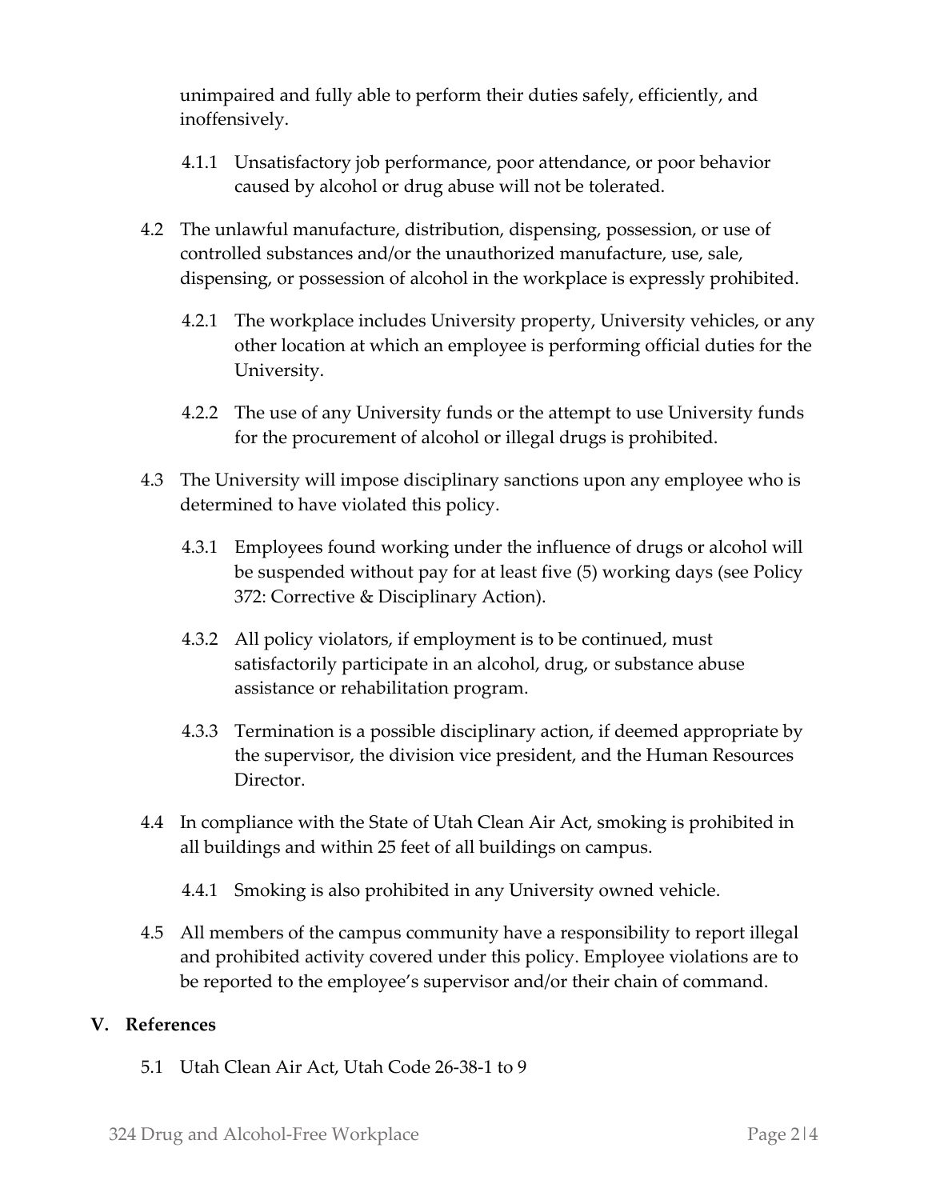unimpaired and fully able to perform their duties safely, efficiently, and inoffensively.

4.1.1 Unsatisfactory job performance, poor attendance, or poor behavior caused by alcohol or drug abuse will not be tolerated.

4.2 The unlawful manufacture, distribution, dispensing, possession, or use of controlled substances and/or the unauthorized manufacture, use, sale, dispensing, or possession of alcohol in the workplace is expressly prohibited.

4.2.1 The workplace includes University property, University vehicles, or any other location at which an employee is performing official duties for the University.

4.2.2 The use of any University funds or the attempt to use University funds for the procurement of alcohol or illegal drugs is prohibited.

4.3 The University will impose disciplinary sanctions upon any employee who is determined to have violated this policy.

4.3.1 Employees found working under the influence of drugs or alcohol will be suspended without pay for at least five (5) working days (see Policy 372: Corrective & Disciplinary Action).

4.3.2 All policy violators, if employment is to be continued, must satisfactorily participate in an alcohol, drug, or substance abuse assistance or rehabilitation program.

4.3.3 Termination is a possible disciplinary action, if deemed appropriate by the supervisor, the division vice president, and the Human Resources Director.

4.4 In compliance with the State of Utah Clean Air Act, smoking is prohibited in all buildings and within 25 feet of all buildings on campus.

4.4.1 Smoking is also prohibited in any University owned vehicle.

4.5 All members of the campus community have a responsibility to report illegal and prohibited activity covered under this policy. Employee violations are to be reported to the employee's supervisor and/or their chain of command.

## V. References

5.1 Utah Clean Air Act, Utah Code 26-38-1 to 9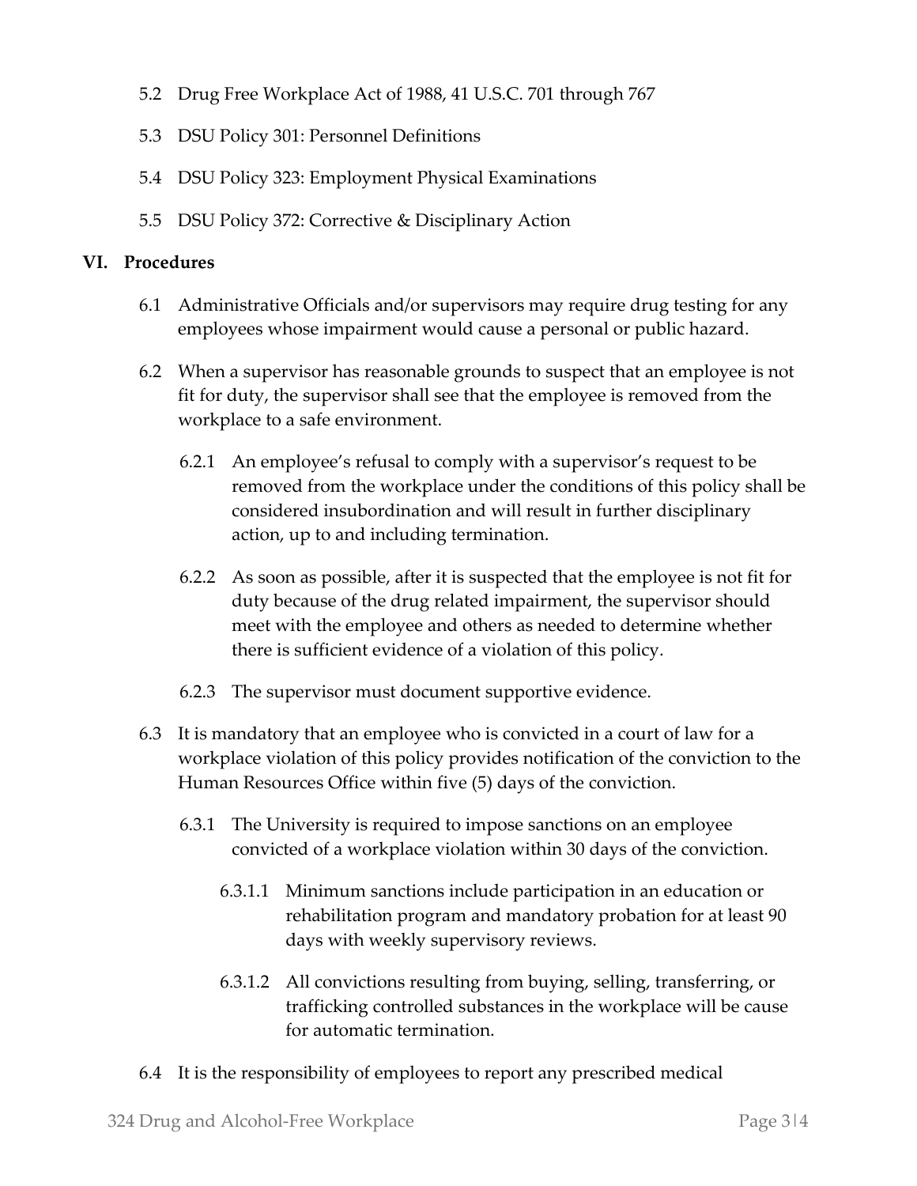5.2 Drug Free Workplace Act of 1988, 41 U.S.C. 701 through 767

5.3 DSU Policy 301: Personnel Definitions

5.4 DSU Policy 323: Employment Physical Examinations

5.5 DSU Policy 372: Corrective & Disciplinary Action

## VI. Procedures

6.1 Administrative Officials and/or supervisors may require drug testing for any employees whose impairment would cause a personal or public hazard.

6.2 When a supervisor has reasonable grounds to suspect that an employee is not fit for duty, the supervisor shall see that the employee is removed from the workplace to a safe environment.

6.2.1 An employee's refusal to comply with a supervisor's request to be removed from the workplace under the conditions of this policy shall be considered insubordination and will result in further disciplinary action, up to and including termination.

6.2.2 As soon as possible, after it is suspected that the employee is not fit for duty because of the drug related impairment, the supervisor should meet with the employee and others as needed to determine whether there is sufficient evidence of a violation of this policy.

6.2.3 The supervisor must document supportive evidence.

6.3 It is mandatory that an employee who is convicted in a court of law for a workplace violation of this policy provides notification of the conviction to the Human Resources Office within five (5) days of the conviction.

6.3.1 The University is required to impose sanctions on an employee convicted of a workplace violation within 30 days of the conviction.

6.3.1.1 Minimum sanctions include participation in an education or rehabilitation program and mandatory probation for at least 90 days with weekly supervisory reviews.

6.3.1.2 All convictions resulting from buying, selling, transferring, or trafficking controlled substances in the workplace will be cause for automatic termination.

6.4 It is the responsibility of employees to report any prescribed medical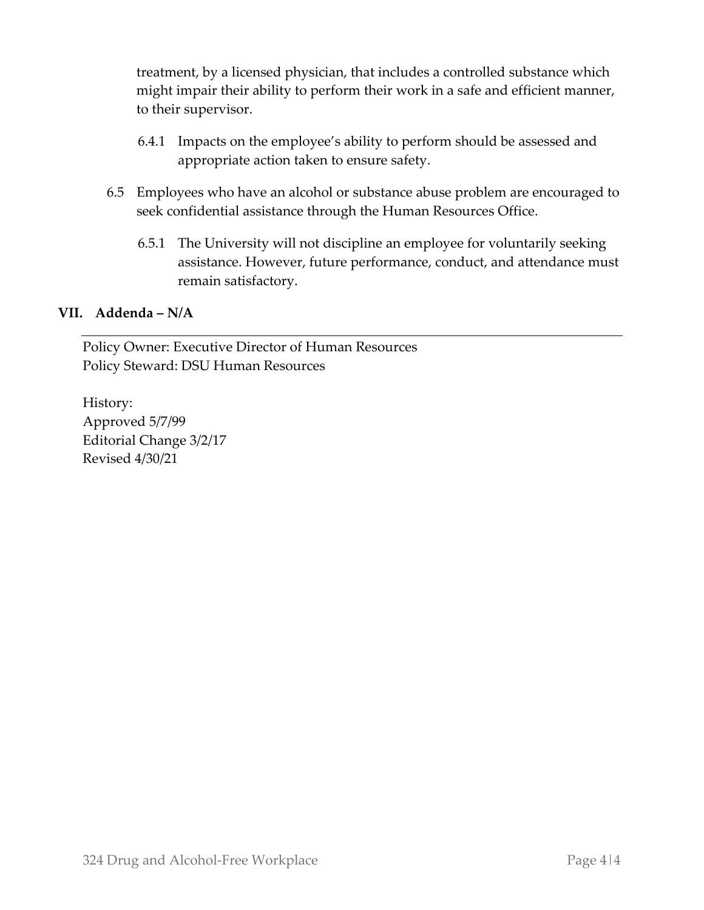treatment, by a licensed physician, that includes a controlled substance which might impair their ability to perform their work in a safe and efficient manner, to their supervisor.

6.4.1 Impacts on the employee's ability to perform should be assessed and appropriate action taken to ensure safety.

6.5 Employees who have an alcohol or substance abuse problem are encouraged to seek confidential assistance through the Human Resources Office.

6.5.1 The University will not discipline an employee for voluntarily seeking assistance. However, future performance, conduct, and attendance must remain satisfactory.

## VII. Addenda – N/A

---

Policy Owner: Executive Director of Human Resources
Policy Steward: DSU Human Resources

History:
Approved 5/7/99
Editorial Change 3/2/17
Revised 4/30/21